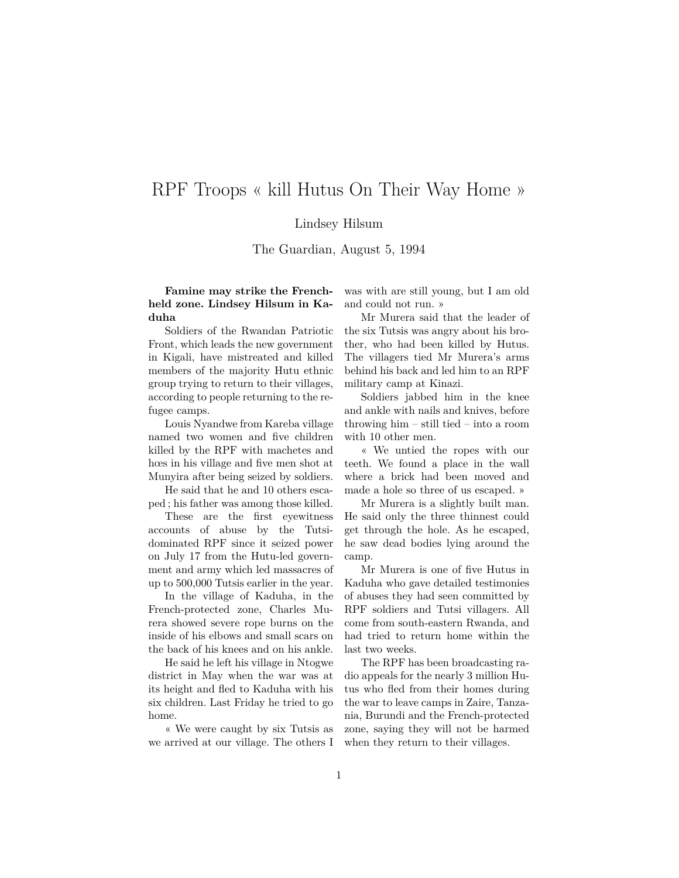# RPF Troops « kill Hutus On Their Way Home »

Lindsey Hilsum

The Guardian, August 5, 1994

**Famine may strike the French-held zone. Lindsey Hilsum in Kaduha**

Soldiers of the Rwandan Patriotic Front, which leads the new government in Kigali, have mistreated and killed members of the majority Hutu ethnic group trying to return to their villages, according to people returning to the refugee camps.

Louis Nyandwe from Kareba village named two women and five children killed by the RPF with machetes and hœs in his village and five men shot at Munyira after being seized by soldiers.

He said that he and 10 others escaped ; his father was among those killed.

These are the first eyewitness accounts of abuse by the Tutsi-dominated RPF since it seized power on July 17 from the Hutu-led government and army which led massacres of up to 500,000 Tutsis earlier in the year.

In the village of Kaduha, in the French-protected zone, Charles Murera showed severe rope burns on the inside of his elbows and small scars on the back of his knees and on his ankle.

He said he left his village in Ntogwe district in May when the war was at its height and fled to Kaduha with his six children. Last Friday he tried to go home.

« We were caught by six Tutsis as we arrived at our village. The others I was with are still young, but I am old and could not run. »

Mr Murera said that the leader of the six Tutsis was angry about his brother, who had been killed by Hutus. The villagers tied Mr Murera's arms behind his back and led him to an RPF military camp at Kinazi.

Soldiers jabbed him in the knee and ankle with nails and knives, before throwing him – still tied – into a room with 10 other men.

« We untied the ropes with our teeth. We found a place in the wall where a brick had been moved and made a hole so three of us escaped. »

Mr Murera is a slightly built man. He said only the three thinnest could get through the hole. As he escaped, he saw dead bodies lying around the camp.

Mr Murera is one of five Hutus in Kaduha who gave detailed testimonies of abuses they had seen committed by RPF soldiers and Tutsi villagers. All come from south-eastern Rwanda, and had tried to return home within the last two weeks.

The RPF has been broadcasting radio appeals for the nearly 3 million Hutus who fled from their homes during the war to leave camps in Zaire, Tanzania, Burundi and the French-protected zone, saying they will not be harmed when they return to their villages.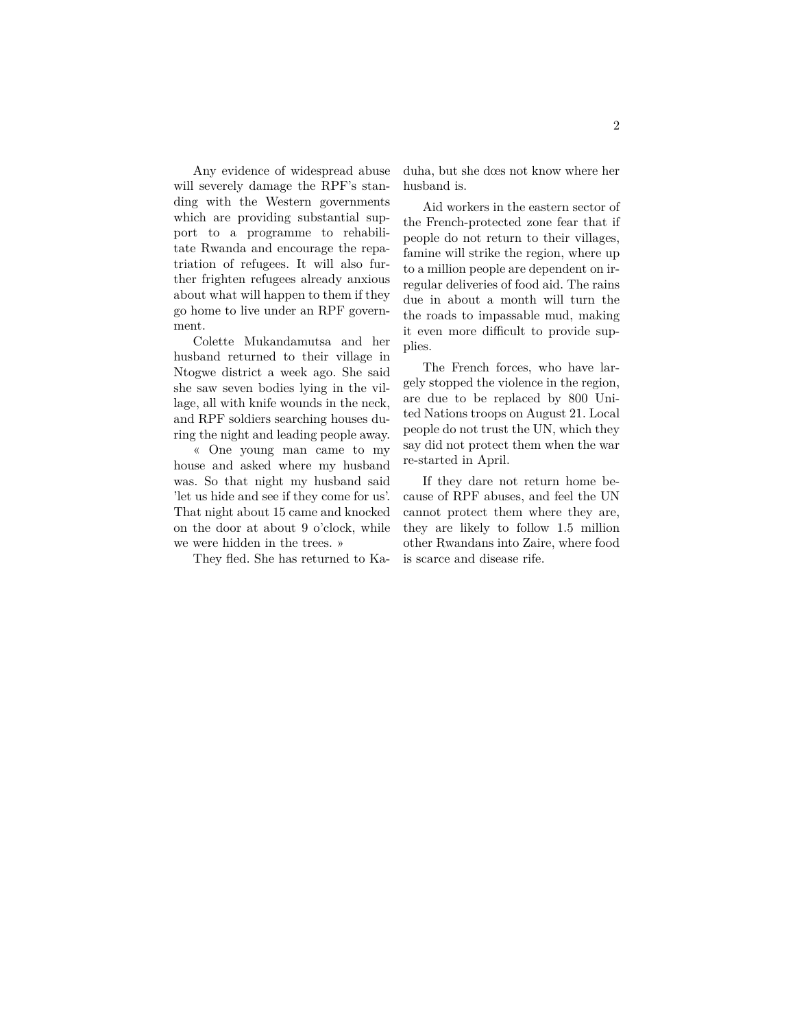Any evidence of widespread abuse will severely damage the RPF's standing with the Western governments which are providing substantial support to a programme to rehabilitate Rwanda and encourage the repatriation of refugees. It will also further frighten refugees already anxious about what will happen to them if they go home to live under an RPF government.

Colette Mukandamutsa and her husband returned to their village in Ntogwe district a week ago. She said she saw seven bodies lying in the village, all with knife wounds in the neck, and RPF soldiers searching houses during the night and leading people away.

« One young man came to my house and asked where my husband was. So that night my husband said 'let us hide and see if they come for us'. That night about 15 came and knocked on the door at about 9 o'clock, while we were hidden in the trees. »

They fled. She has returned to Kaduha, but she dœs not know where her husband is.

Aid workers in the eastern sector of the French-protected zone fear that if people do not return to their villages, famine will strike the region, where up to a million people are dependent on irregular deliveries of food aid. The rains due in about a month will turn the the roads to impassable mud, making it even more difficult to provide supplies.

The French forces, who have largely stopped the violence in the region, are due to be replaced by 800 United Nations troops on August 21. Local people do not trust the UN, which they say did not protect them when the war re-started in April.

If they dare not return home because of RPF abuses, and feel the UN cannot protect them where they are, they are likely to follow 1.5 million other Rwandans into Zaire, where food is scarce and disease rife.